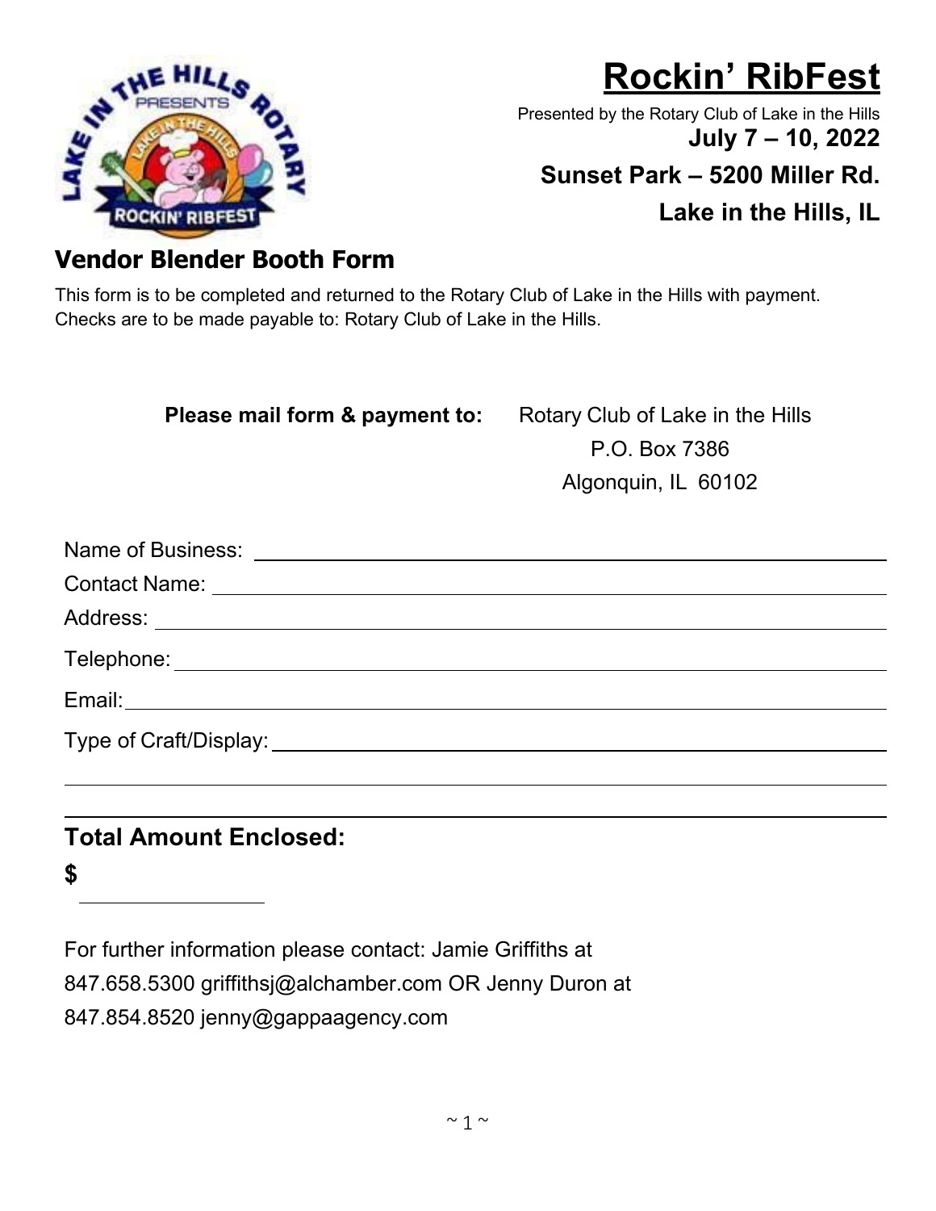# Rockin' RibFest

Presented by the Rotary Club of Lake in the Hills

**July 7 – 10, 2022**

**Sunset Park – 5200 Miller Rd.**

**Lake in the Hills, IL**

## Vendor Blender Booth Form

This form is to be completed and returned to the Rotary Club of Lake in the Hills with payment. Checks are to be made payable to: Rotary Club of Lake in the Hills.

**Please mail form & payment to:** Rotary Club of Lake in the Hills
P.O. Box 7386
Algonquin, IL 60102

Name of Business: ______________________________

Contact Name: ______________________________

Address: ______________________________

Telephone: ______________________________

Email: ______________________________

Type of Craft/Display: ______________________________

______________________________

______________________________

**Total Amount Enclosed:**

**$** ______________

For further information please contact: Jamie Griffiths at 847.658.5300 griffithsj@alchamber.com OR Jenny Duron at 847.854.8520 jenny@gappaagency.com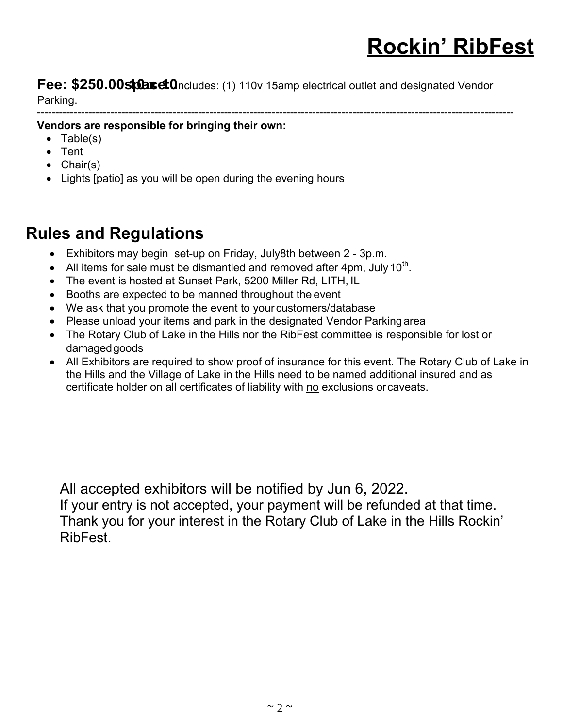# Rockin' RibFest

**Fee: $250.00 space 10x10** Includes: (1) 110v 15amp electrical outlet and designated Vendor Parking.

---

**Vendors are responsible for bringing their own:**

- Table(s)
- Tent
- Chair(s)
- Lights [patio] as you will be open during the evening hours

## Rules and Regulations

- Exhibitors may begin set-up on Friday, July8th between 2 - 3p.m.
- All items for sale must be dismantled and removed after 4pm, July 10th.
- The event is hosted at Sunset Park, 5200 Miller Rd, LITH, IL
- Booths are expected to be manned throughout the event
- We ask that you promote the event to your customers/database
- Please unload your items and park in the designated Vendor Parking area
- The Rotary Club of Lake in the Hills nor the RibFest committee is responsible for lost or damaged goods
- All Exhibitors are required to show proof of insurance for this event. The Rotary Club of Lake in the Hills and the Village of Lake in the Hills need to be named additional insured and as certificate holder on all certificates of liability with <u>no</u> exclusions or caveats.

All accepted exhibitors will be notified by Jun 6, 2022.
If your entry is not accepted, your payment will be refunded at that time.
Thank you for your interest in the Rotary Club of Lake in the Hills Rockin' RibFest.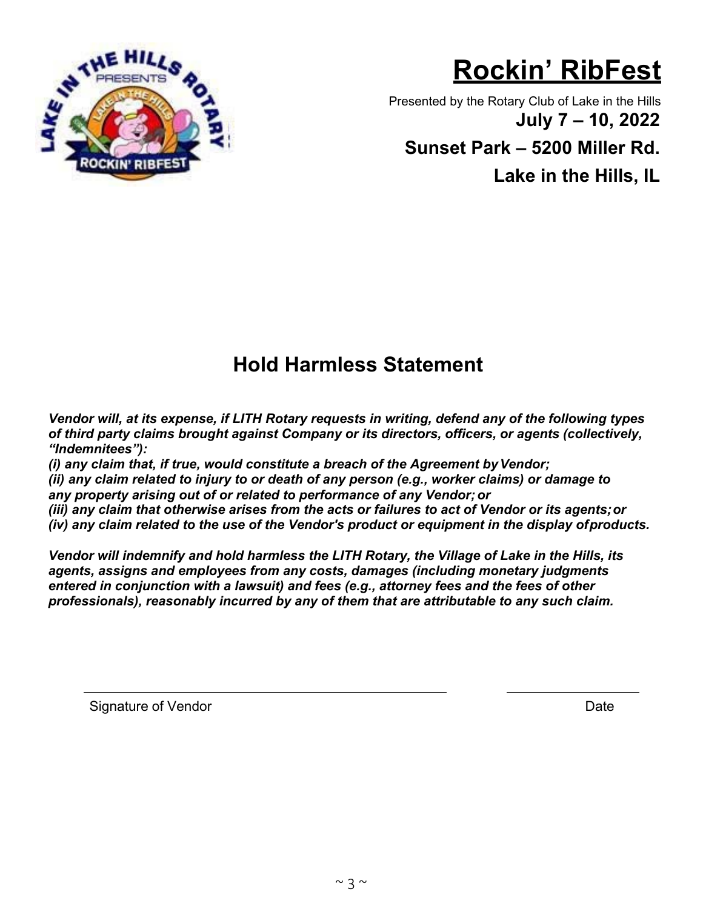# Rockin' RibFest

Presented by the Rotary Club of Lake in the Hills

**July 7 – 10, 2022**

**Sunset Park – 5200 Miller Rd.**

**Lake in the Hills, IL**

## Hold Harmless Statement

***Vendor will, at its expense, if LITH Rotary requests in writing, defend any of the following types of third party claims brought against Company or its directors, officers, or agents (collectively, "Indemnitees"):***

***(i) any claim that, if true, would constitute a breach of the Agreement by Vendor;***

***(ii) any claim related to injury to or death of any person (e.g., worker claims) or damage to any property arising out of or related to performance of any Vendor; or***

***(iii) any claim that otherwise arises from the acts or failures to act of Vendor or its agents; or***

***(iv) any claim related to the use of the Vendor's product or equipment in the display of products.***

***Vendor will indemnify and hold harmless the LITH Rotary, the Village of Lake in the Hills, its agents, assigns and employees from any costs, damages (including monetary judgments entered in conjunction with a lawsuit) and fees (e.g., attorney fees and the fees of other professionals), reasonably incurred by any of them that are attributable to any such claim.***

______________________________ &nbsp;&nbsp;&nbsp;&nbsp; ______________

Signature of Vendor &nbsp;&nbsp;&nbsp;&nbsp; Date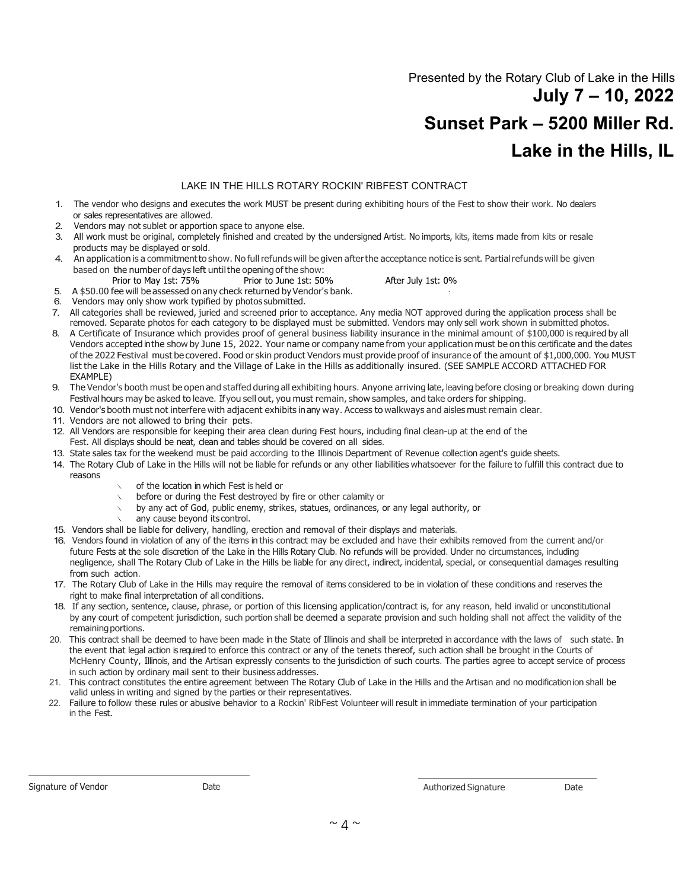Presented by the Rotary Club of Lake in the Hills

**July 7 – 10, 2022**

**Sunset Park – 5200 Miller Rd.**

**Lake in the Hills, IL**

LAKE IN THE HILLS ROTARY ROCKIN' RIBFEST CONTRACT

1. The vendor who designs and executes the work MUST be present during exhibiting hours of the Fest to show their work. No dealers or sales representatives are allowed.
2. Vendors may not sublet or apportion space to anyone else.
3. All work must be original, completely finished and created by the undersigned Artist. No imports, kits, items made from kits or resale products may be displayed or sold.
4. An application is a commitment to show. No full refunds will be given after the acceptance notice is sent. Partial refunds will be given based on the number of days left until the opening of the show:
   Prior to May 1st: 75% Prior to June 1st: 50% After July 1st: 0%
5. A $50.00 fee will be assessed on any check returned by Vendor's bank.
6. Vendors may only show work typified by photos submitted.
7. All categories shall be reviewed, juried and screened prior to acceptance. Any media NOT approved during the application process shall be removed. Separate photos for each category to be displayed must be submitted. Vendors may only sell work shown in submitted photos.
8. A Certificate of Insurance which provides proof of general business liability insurance in the minimal amount of $100,000 is required by all Vendors accepted in the show by June 15, 2022. Your name or company name from your application must be on this certificate and the dates of the 2022 Festival must be covered. Food or skin product Vendors must provide proof of insurance of the amount of $1,000,000. You MUST list the Lake in the Hills Rotary and the Village of Lake in the Hills as additionally insured. (SEE SAMPLE ACCORD ATTACHED FOR EXAMPLE)
9. The Vendor's booth must be open and staffed during all exhibiting hours. Anyone arriving late, leaving before closing or breaking down during Festival hours may be asked to leave. If you sell out, you must remain, show samples, and take orders for shipping.
10. Vendor's booth must not interfere with adjacent exhibits in any way. Access to walkways and aisles must remain clear.
11. Vendors are not allowed to bring their pets.
12. All Vendors are responsible for keeping their area clean during Fest hours, including final clean-up at the end of the Fest. All displays should be neat, clean and tables should be covered on all sides.
13. State sales tax for the weekend must be paid according to the Illinois Department of Revenue collection agent's guide sheets.
14. The Rotary Club of Lake in the Hills will not be liable for refunds or any other liabilities whatsoever for the failure to fulfill this contract due to reasons
    - of the location in which Fest is held or
    - before or during the Fest destroyed by fire or other calamity or
    - by any act of God, public enemy, strikes, statues, ordinances, or any legal authority, or
    - any cause beyond its control.
15. Vendors shall be liable for delivery, handling, erection and removal of their displays and materials.
16. Vendors found in violation of any of the items in this contract may be excluded and have their exhibits removed from the current and/or future Fests at the sole discretion of the Lake in the Hills Rotary Club. No refunds will be provided. Under no circumstances, including negligence, shall The Rotary Club of Lake in the Hills be liable for any direct, indirect, incidental, special, or consequential damages resulting from such action.
17. The Rotary Club of Lake in the Hills may require the removal of items considered to be in violation of these conditions and reserves the right to make final interpretation of all conditions.
18. If any section, sentence, clause, phrase, or portion of this licensing application/contract is, for any reason, held invalid or unconstitutional by any court of competent jurisdiction, such portion shall be deemed a separate provision and such holding shall not affect the validity of the remaining portions.
20. This contract shall be deemed to have been made in the State of Illinois and shall be interpreted in accordance with the laws of such state. In the event that legal action is required to enforce this contract or any of the tenets thereof, such action shall be brought in the Courts of McHenry County, Illinois, and the Artisan expressly consents to the jurisdiction of such courts. The parties agree to accept service of process in such action by ordinary mail sent to their business addresses.
21. This contract constitutes the entire agreement between The Rotary Club of Lake in the Hills and the Artisan and no modificationion shall be valid unless in writing and signed by the parties or their representatives.
22. Failure to follow these rules or abusive behavior to a Rockin' RibFest Volunteer will result in immediate termination of your participation in the Fest.

Signature of Vendor Date

Authorized Signature Date